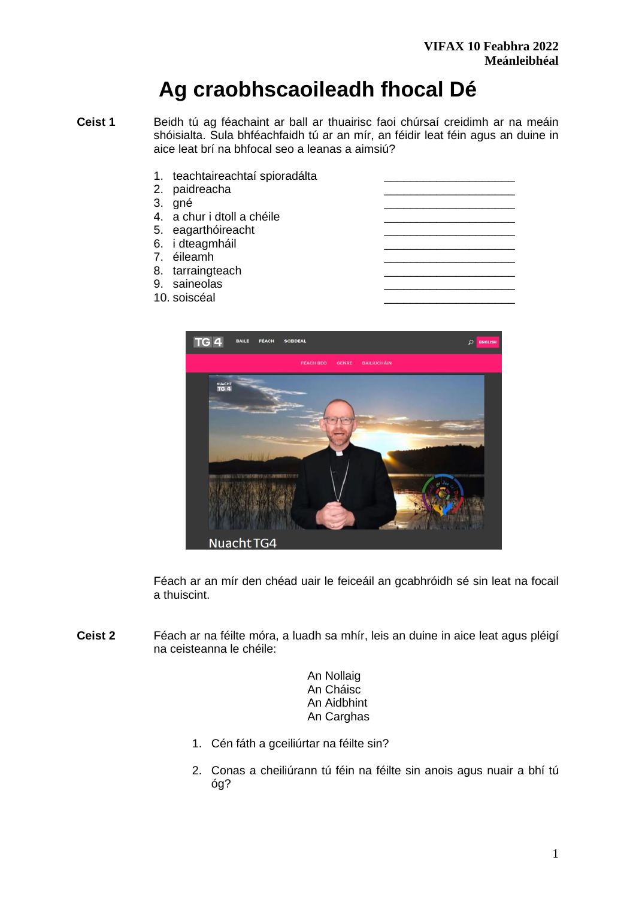VIFAX 10 Feabhra 2022
Meánleibhéal

# Ag craobhscaoileadh fhocal Dé

**Ceist 1** Beidh tú ag féachaint ar ball ar thuairisc faoi chúrsaí creidimh ar na meáin shóisialta. Sula bhféachfaidh tú ar an mír, an féidir leat féin agus an duine in aice leat brí na bhfocal seo a leanas a aimsiú?

1. teachtaireachtaí spioradálta ____________________
2. paidreacha ____________________
3. gné ____________________
4. a chur i dtoll a chéile ____________________
5. eagarthóireacht ____________________
6. i dteagmháil ____________________
7. éileamh ____________________
8. tarraingteach ____________________
9. saineolas ____________________
10. soiscéal ____________________

Féach ar an mír den chéad uair le feiceáil an gcabhróidh sé sin leat na focail a thuiscint.

**Ceist 2** Féach ar na féilte móra, a luadh sa mhír, leis an duine in aice leat agus pléigí na ceisteanna le chéile:

An Nollaig
An Cháisc
An Aidbhint
An Carghas

1. Cén fáth a gceiliúrtar na féilte sin?
2. Conas a cheiliúrann tú féin na féilte sin anois agus nuair a bhí tú óg?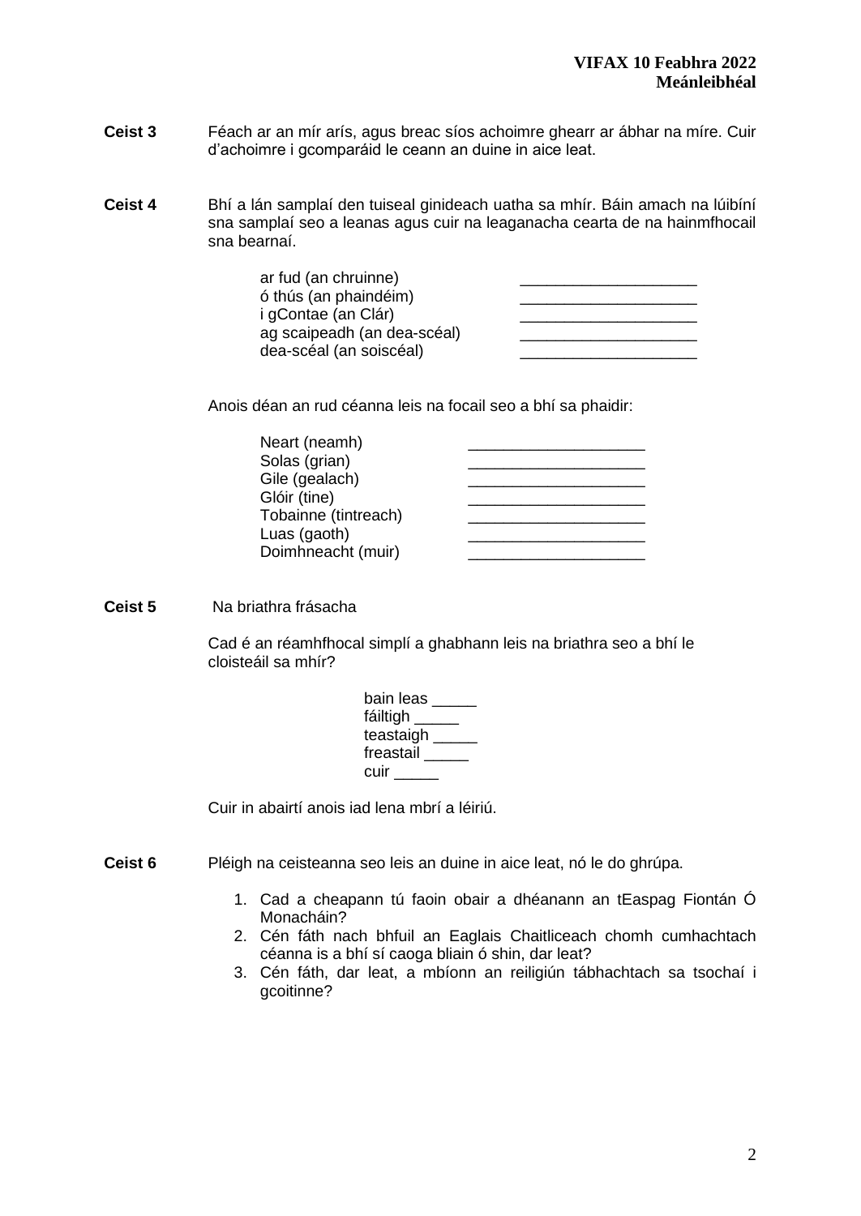**Ceist 3** Féach ar an mír arís, agus breac síos achoimre ghearr ar ábhar na míre. Cuir d'achoimre i gcomparáid le ceann an duine in aice leat.

**Ceist 4** Bhí a lán samplaí den tuiseal ginideach uatha sa mhír. Báin amach na lúibíní sna samplaí seo a leanas agus cuir na leaganacha cearta de na hainmfhocail sna bearnaí.

| | |
|---|---|
| ar fud (an chruinne) | ____________________ |
| ó thús (an phaindéim) | ____________________ |
| i gContae (an Clár) | ____________________ |
| ag scaipeadh (an dea-scéal) | ____________________ |
| dea-scéal (an soiscéal) | ____________________ |

Anois déan an rud céanna leis na focail seo a bhí sa phaidir:

| | |
|---|---|
| Neart (neamh) | ____________________ |
| Solas (grian) | ____________________ |
| Gile (gealach) | ____________________ |
| Glóir (tine) | ____________________ |
| Tobainne (tintreach) | ____________________ |
| Luas (gaoth) | ____________________ |
| Doimhneacht (muir) | ____________________ |

**Ceist 5** Na briathra frásacha

Cad é an réamhfhocal simplí a ghabhann leis na briathra seo a bhí le cloisteáil sa mhír?

bain leas _____
fáiltigh _____
teastaigh _____
freastail _____
cuir _____

Cuir in abairtí anois iad lena mbrí a léiriú.

**Ceist 6** Pléigh na ceisteanna seo leis an duine in aice leat, nó le do ghrúpa.

1. Cad a cheapann tú faoin obair a dhéanann an tEaspag Fiontán Ó Monacháin?
2. Cén fáth nach bhfuil an Eaglais Chaitliceach chomh cumhachtach céanna is a bhí sí caoga bliain ó shin, dar leat?
3. Cén fáth, dar leat, a mbíonn an reiligiún tábhachtach sa tsochaí i gcoitinne?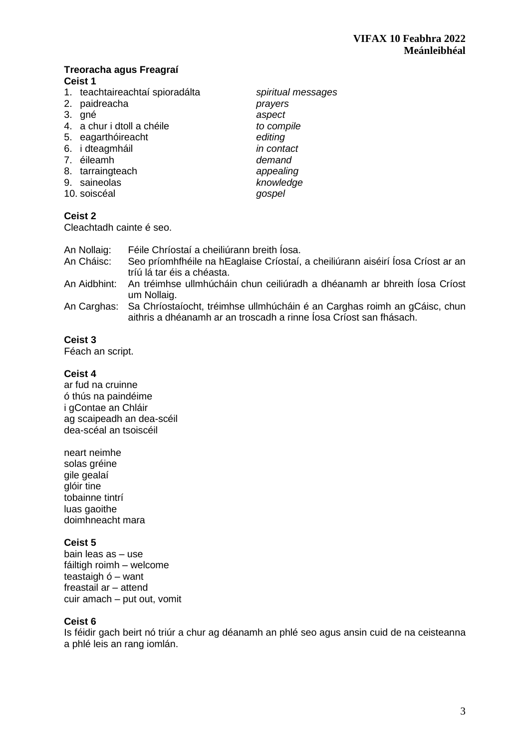**Treoracha agus Freagraí**

**Ceist 1**

| | |
|---|---|
| 1. teachtaireachtaí spioradálta | *spiritual messages* |
| 2. paidreacha | *prayers* |
| 3. gné | *aspect* |
| 4. a chur i dtoll a chéile | *to compile* |
| 5. eagarthóireacht | *editing* |
| 6. i dteagmháil | *in contact* |
| 7. éileamh | *demand* |
| 8. tarraingteach | *appealing* |
| 9. saineolas | *knowledge* |
| 10. soiscéal | *gospel* |

**Ceist 2**

Cleachtadh cainte é seo.

| | |
|---|---|
| An Nollaig: | Féile Chríostaí a cheiliúrann breith Íosa. |
| An Cháisc: | Seo príomhfhéile na hEaglaise Críostaí, a cheiliúrann aiséirí Íosa Críost ar an tríú lá tar éis a chéasta. |
| An Aidbhint: | An tréimhse ullmhúcháin chun ceiliúradh a dhéanamh ar bhreith Íosa Críost um Nollaig. |
| An Carghas: | Sa Chríostaíocht, tréimhse ullmhúcháin é an Carghas roimh an gCáisc, chun aithris a dhéanamh ar an troscadh a rinne Íosa Críost san fhásach. |

**Ceist 3**

Féach an script.

**Ceist 4**

ar fud na cruinne
ó thús na paindéime
i gContae an Chláir
ag scaipeadh an dea-scéil
dea-scéal an tsoiscéil

neart neimhe
solas gréine
gile gealaí
glóir tine
tobainne tintrí
luas gaoithe
doimhneacht mara

**Ceist 5**

bain leas as – use
fáiltigh roimh – welcome
teastaigh ó – want
freastail ar – attend
cuir amach – put out, vomit

**Ceist 6**

Is féidir gach beirt nó triúr a chur ag déanamh an phlé seo agus ansin cuid de na ceisteanna a phlé leis an rang iomlán.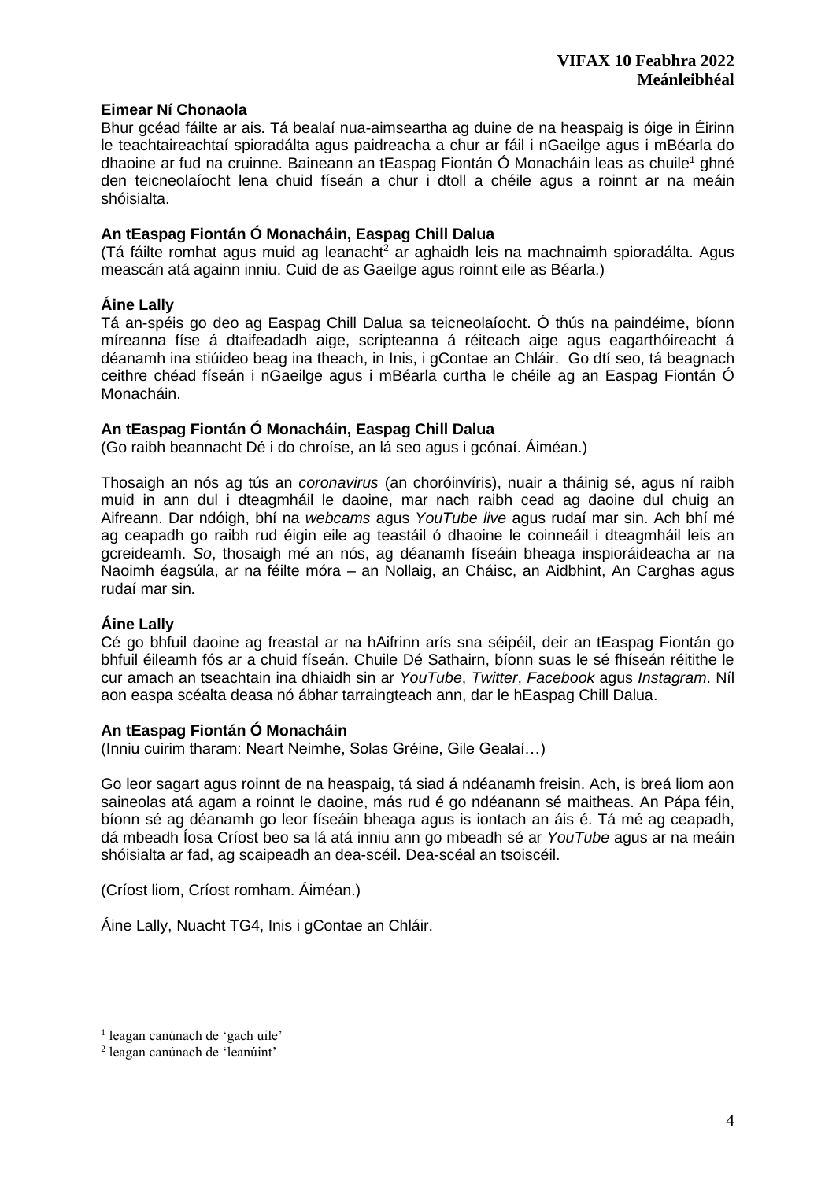**Eimear Ní Chonaola**
Bhur gcéad fáilte ar ais. Tá bealaí nua-aimseartha ag duine de na heaspaig is óige in Éirinn le teachtaireachtaí spioradálta agus paidreacha a chur ar fáil i nGaeilge agus i mBéarla do dhaoine ar fud na cruinne. Baineann an tEaspag Fiontán Ó Monacháin leas as chuile[1] ghné den teicneolaíocht lena chuid físeán a chur i dtoll a chéile agus a roinnt ar na meáin shóisialta.

**An tEaspag Fiontán Ó Monacháin, Easpag Chill Dalua**
(Tá fáilte romhat agus muid ag leanacht[2] ar aghaidh leis na machnaimh spioradálta. Agus meascán atá againn inniu. Cuid de as Gaeilge agus roinnt eile as Béarla.)

**Áine Lally**
Tá an-spéis go deo ag Easpag Chill Dalua sa teicneolaíocht. Ó thús na paindéime, bíonn míreanna físe á dtaifeadadh aige, scripteanna á réiteach aige agus eagarthóireacht á déanamh ina stiúideo beag ina theach, in Inis, i gContae an Chláir. Go dtí seo, tá beagnach ceithre chéad físeán i nGaeilge agus i mBéarla curtha le chéile ag an Easpag Fiontán Ó Monacháin.

**An tEaspag Fiontán Ó Monacháin, Easpag Chill Dalua**
(Go raibh beannacht Dé i do chroíse, an lá seo agus i gcónaí. Áiméan.)

Thosaigh an nós ag tús an *coronavirus* (an choróinvíris), nuair a tháinig sé, agus ní raibh muid in ann dul i dteagmháil le daoine, mar nach raibh cead ag daoine dul chuig an Aifreann. Dar ndóigh, bhí na *webcams* agus *YouTube live* agus rudaí mar sin. Ach bhí mé ag ceapadh go raibh rud éigin eile ag teastáil ó dhaoine le coinneáil i dteagmháil leis an gcreideamh. *So*, thosaigh mé an nós, ag déanamh físeáin bheaga inspioráideacha ar na Naoimh éagsúla, ar na féilte móra – an Nollaig, an Cháisc, an Aidbhint, An Carghas agus rudaí mar sin.

**Áine Lally**
Cé go bhfuil daoine ag freastal ar na hAifrinn arís sna séipéil, deir an tEaspag Fiontán go bhfuil éileamh fós ar a chuid físeán. Chuile Dé Sathairn, bíonn suas le sé fhíseán réitithe le cur amach an tseachtain ina dhiaidh sin ar *YouTube*, *Twitter*, *Facebook* agus *Instagram*. Níl aon easpa scéalta deasa nó ábhar tarraingteach ann, dar le hEaspag Chill Dalua.

**An tEaspag Fiontán Ó Monacháin**
(Inniu cuirim tharam: Neart Neimhe, Solas Gréine, Gile Gealaí…)

Go leor sagart agus roinnt de na heaspaig, tá siad á ndéanamh freisin. Ach, is breá liom aon saineolas atá agam a roinnt le daoine, más rud é go ndéanann sé maitheas. An Pápa féin, bíonn sé ag déanamh go leor físeáin bheaga agus is iontach an áis é. Tá mé ag ceapadh, dá mbeadh Íosa Críost beo sa lá atá inniu ann go mbeadh sé ar *YouTube* agus ar na meáin shóisialta ar fad, ag scaipeadh an dea-scéil. Dea-scéal an tsoiscéil.

(Críost liom, Críost romham. Áiméan.)

Áine Lally, Nuacht TG4, Inis i gContae an Chláir.

---

[1] leagan canúnach de 'gach uile'
[2] leagan canúnach de 'leanúint'